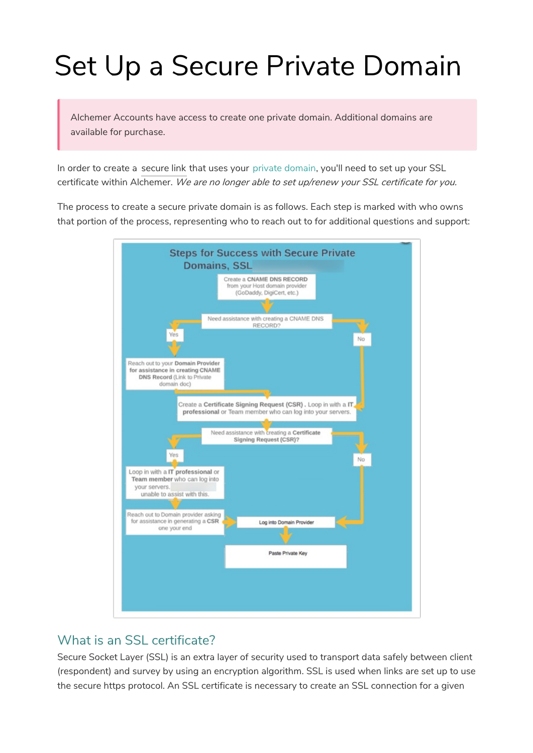# Set Up a Secure Private Domain

> Alchemer Accounts have access to create one private domain. Additional domains are available for purchase.

In order to create a secure link that uses your private domain, you'll need to set up your SSL certificate within Alchemer. *We are no longer able to set up/renew your SSL certificate for you.*

The process to create a secure private domain is as follows. Each step is marked with who owns that portion of the process, representing who to reach out to for additional questions and support:

**Steps for Success with Secure Private Domains, SSL**

- Create a **CNAME DNS RECORD** from your Host domain provider (GoDaddy, DigiCert, etc.)
- Need assistance with creating a CNAME DNS RECORD?
  - Yes: Reach out to your **Domain Provider for assistance in creating CNAME DNS Record** (Link to Private domain doc)
  - No
- Create a **Certificate Signing Request (CSR)**. Loop in with a **IT professional** or Team member who can log into your servers.
- Need assistance with creating a **Certificate Signing Request (CSR)?**
  - Yes: Loop in with a **IT professional** or **Team member** who can log into your servers. unable to assist with this.
    - Reach out to Domain provider asking for assistance in generating a **CSR** one your end
  - No
- Log into Domain Provider
- Paste Private Key

## What is an SSL certificate?

Secure Socket Layer (SSL) is an extra layer of security used to transport data safely between client (respondent) and survey by using an encryption algorithm. SSL is used when links are set up to use the secure https protocol. An SSL certificate is necessary to create an SSL connection for a given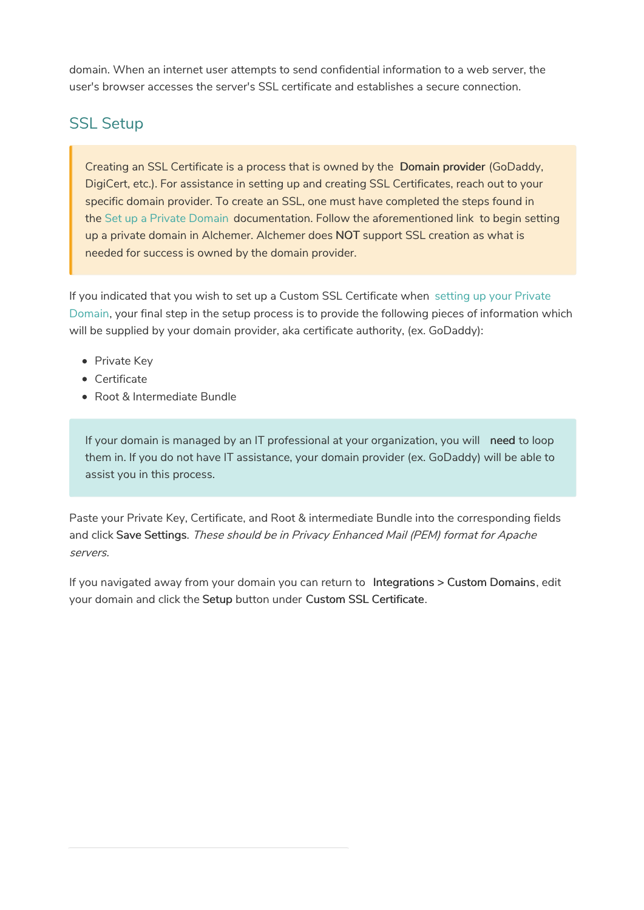domain. When an internet user attempts to send confidential information to a web server, the user's browser accesses the server's SSL certificate and establishes a secure connection.

## SSL Setup

> Creating an SSL Certificate is a process that is owned by the **Domain provider** (GoDaddy, DigiCert, etc.). For assistance in setting up and creating SSL Certificates, reach out to your specific domain provider. To create an SSL, one must have completed the steps found in the Set up a Private Domain documentation. Follow the aforementioned link to begin setting up a private domain in Alchemer. Alchemer does **NOT** support SSL creation as what is needed for success is owned by the domain provider.

If you indicated that you wish to set up a Custom SSL Certificate when setting up your Private Domain, your final step in the setup process is to provide the following pieces of information which will be supplied by your domain provider, aka certificate authority, (ex. GoDaddy):

- Private Key
- Certificate
- Root & Intermediate Bundle

> If your domain is managed by an IT professional at your organization, you will **need** to loop them in. If you do not have IT assistance, your domain provider (ex. GoDaddy) will be able to assist you in this process.

Paste your Private Key, Certificate, and Root & intermediate Bundle into the corresponding fields and click **Save Settings**. *These should be in Privacy Enhanced Mail (PEM) format for Apache servers.*

If you navigated away from your domain you can return to **Integrations** > **Custom Domains**, edit your domain and click the **Setup** button under **Custom SSL Certificate**.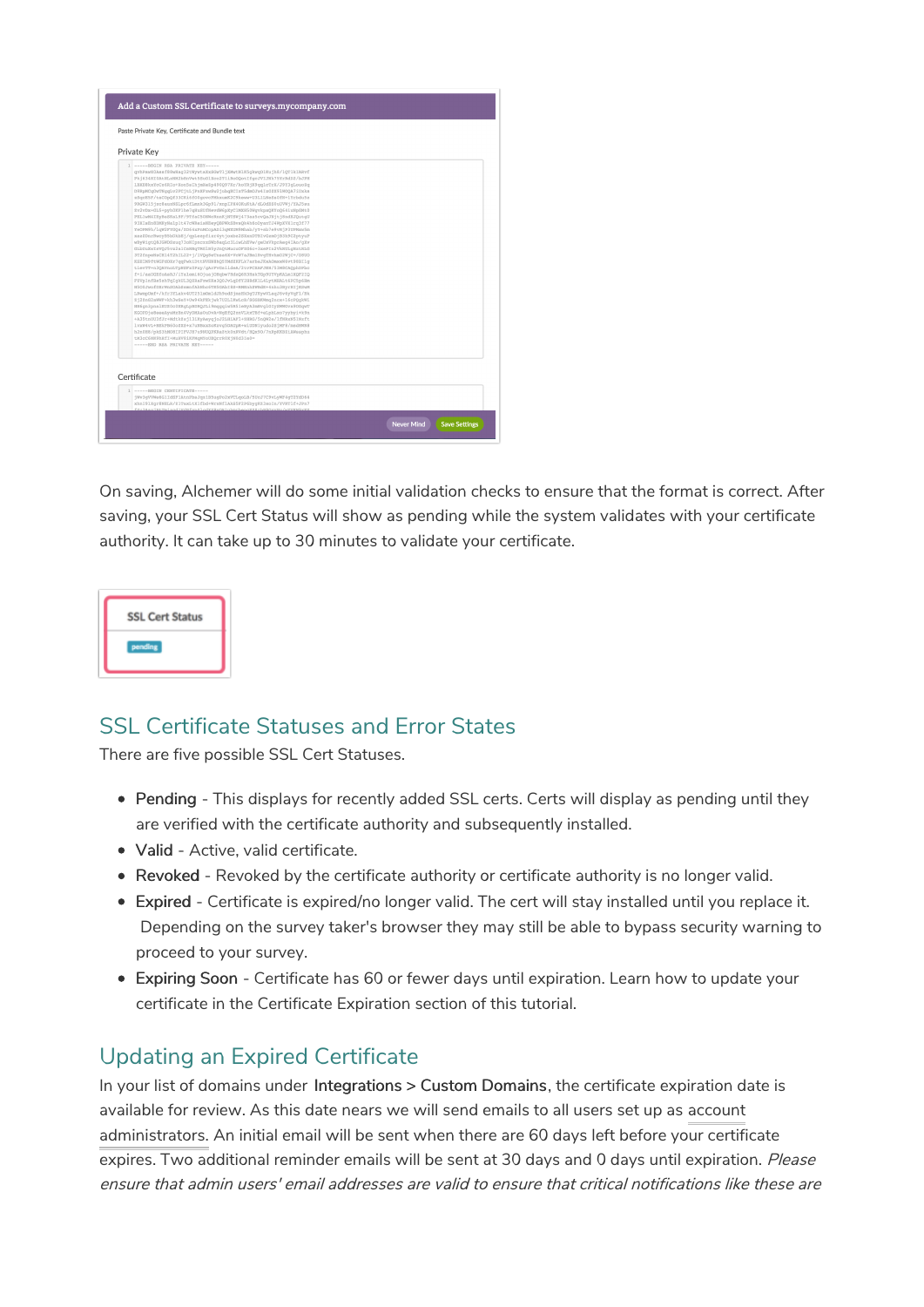On saving, Alchemer will do some initial validation checks to ensure that the format is correct. After saving, your SSL Cert Status will show as pending while the system validates with your certificate authority. It can take up to 30 minutes to validate your certificate.

## SSL Certificate Statuses and Error States

There are five possible SSL Cert Statuses.

- **Pending** - This displays for recently added SSL certs. Certs will display as pending until they are verified with the certificate authority and subsequently installed.
- **Valid** - Active, valid certificate.
- **Revoked** - Revoked by the certificate authority or certificate authority is no longer valid.
- **Expired** - Certificate is expired/no longer valid. The cert will stay installed until you replace it. Depending on the survey taker's browser they may still be able to bypass security warning to proceed to your survey.
- **Expiring Soon** - Certificate has 60 or fewer days until expiration. Learn how to update your certificate in the Certificate Expiration section of this tutorial.

## Updating an Expired Certificate

In your list of domains under **Integrations > Custom Domains**, the certificate expiration date is available for review. As this date nears we will send emails to all users set up as account administrators. An initial email will be sent when there are 60 days left before your certificate expires. Two additional reminder emails will be sent at 30 days and 0 days until expiration. *Please ensure that admin users' email addresses are valid to ensure that critical notifications like these are*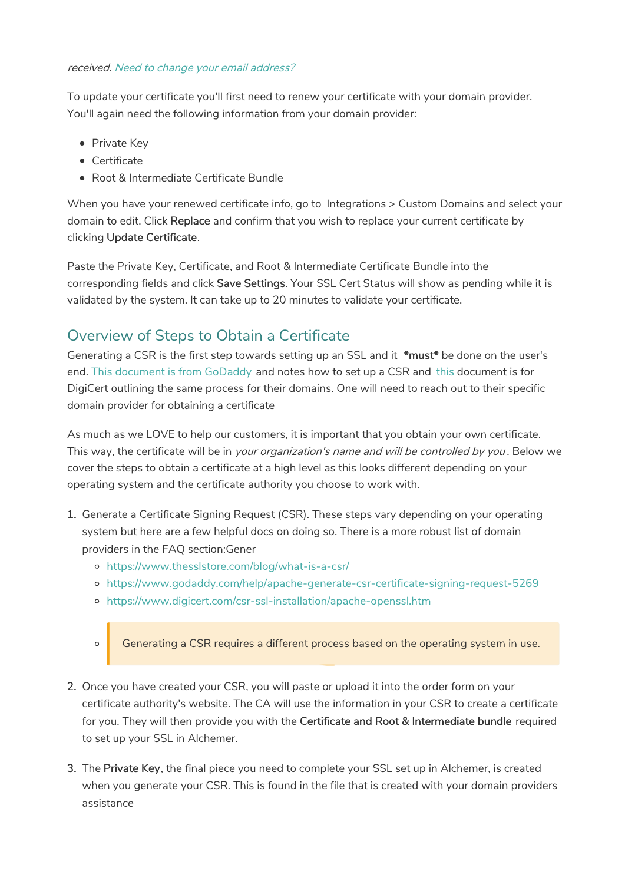*received.* Need to change your email address?

To update your certificate you'll first need to renew your certificate with your domain provider. You'll again need the following information from your domain provider:

- Private Key
- Certificate
- Root & Intermediate Certificate Bundle

When you have your renewed certificate info, go to Integrations > Custom Domains and select your domain to edit. Click **Replace** and confirm that you wish to replace your current certificate by clicking **Update Certificate**.

Paste the Private Key, Certificate, and Root & Intermediate Certificate Bundle into the corresponding fields and click **Save Settings**. Your SSL Cert Status will show as pending while it is validated by the system. It can take up to 20 minutes to validate your certificate.

## Overview of Steps to Obtain a Certificate

Generating a CSR is the first step towards setting up an SSL and it **\*must\*** be done on the user's end. This document is from GoDaddy and notes how to set up a CSR and this document is for DigiCert outlining the same process for their domains. One will need to reach out to their specific domain provider for obtaining a certificate

As much as we LOVE to help our customers, it is important that you obtain your own certificate. This way, the certificate will be in *your organization's name and will be controlled by you*. Below we cover the steps to obtain a certificate at a high level as this looks different depending on your operating system and the certificate authority you choose to work with.

1. Generate a Certificate Signing Request (CSR). These steps vary depending on your operating system but here are a few helpful docs on doing so. There is a more robust list of domain providers in the FAQ section:Gener
   - https://www.thesslstore.com/blog/what-is-a-csr/
   - https://www.godaddy.com/help/apache-generate-csr-certificate-signing-request-5269
   - https://www.digicert.com/csr-ssl-installation/apache-openssl.htm
   - > Generating a CSR requires a different process based on the operating system in use.

2. Once you have created your CSR, you will paste or upload it into the order form on your certificate authority's website. The CA will use the information in your CSR to create a certificate for you. They will then provide you with the **Certificate and Root & Intermediate bundle** required to set up your SSL in Alchemer.

3. The **Private Key**, the final piece you need to complete your SSL set up in Alchemer, is created when you generate your CSR. This is found in the file that is created with your domain providers assistance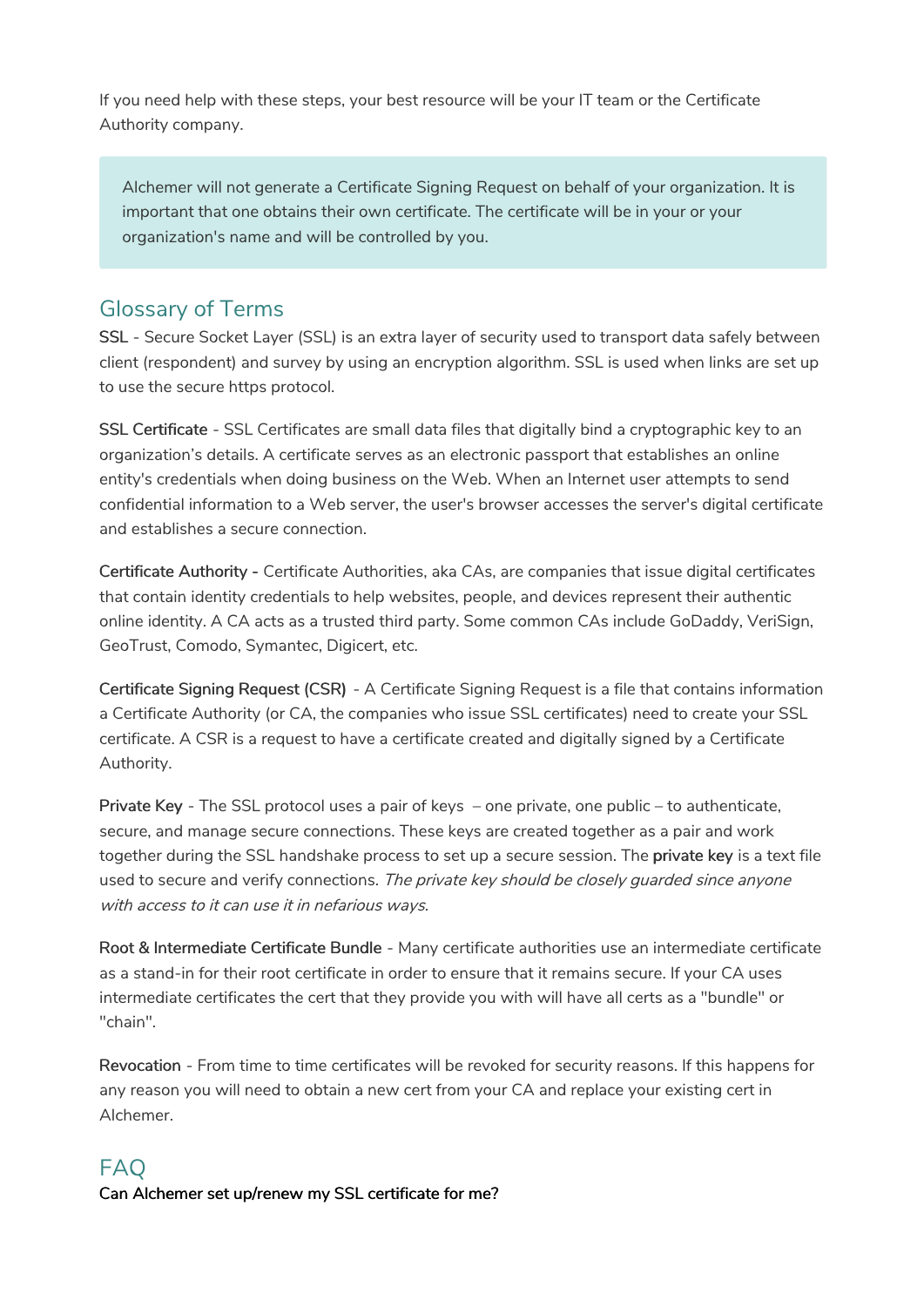If you need help with these steps, your best resource will be your IT team or the Certificate Authority company.

> Alchemer will not generate a Certificate Signing Request on behalf of your organization. It is important that one obtains their own certificate. The certificate will be in your or your organization's name and will be controlled by you.

## Glossary of Terms

**SSL** - Secure Socket Layer (SSL) is an extra layer of security used to transport data safely between client (respondent) and survey by using an encryption algorithm. SSL is used when links are set up to use the secure https protocol.

**SSL Certificate** - SSL Certificates are small data files that digitally bind a cryptographic key to an organization's details. A certificate serves as an electronic passport that establishes an online entity's credentials when doing business on the Web. When an Internet user attempts to send confidential information to a Web server, the user's browser accesses the server's digital certificate and establishes a secure connection.

**Certificate Authority -** Certificate Authorities, aka CAs, are companies that issue digital certificates that contain identity credentials to help websites, people, and devices represent their authentic online identity. A CA acts as a trusted third party. Some common CAs include GoDaddy, VeriSign, GeoTrust, Comodo, Symantec, Digicert, etc.

**Certificate Signing Request (CSR)** - A Certificate Signing Request is a file that contains information a Certificate Authority (or CA, the companies who issue SSL certificates) need to create your SSL certificate. A CSR is a request to have a certificate created and digitally signed by a Certificate Authority.

**Private Key** - The SSL protocol uses a pair of keys – one private, one public – to authenticate, secure, and manage secure connections. These keys are created together as a pair and work together during the SSL handshake process to set up a secure session. The **private key** is a text file used to secure and verify connections. *The private key should be closely guarded since anyone with access to it can use it in nefarious ways.*

**Root & Intermediate Certificate Bundle** - Many certificate authorities use an intermediate certificate as a stand-in for their root certificate in order to ensure that it remains secure. If your CA uses intermediate certificates the cert that they provide you with will have all certs as a "bundle" or "chain".

**Revocation** - From time to time certificates will be revoked for security reasons. If this happens for any reason you will need to obtain a new cert from your CA and replace your existing cert in Alchemer.

## FAQ

**Can Alchemer set up/renew my SSL certificate for me?**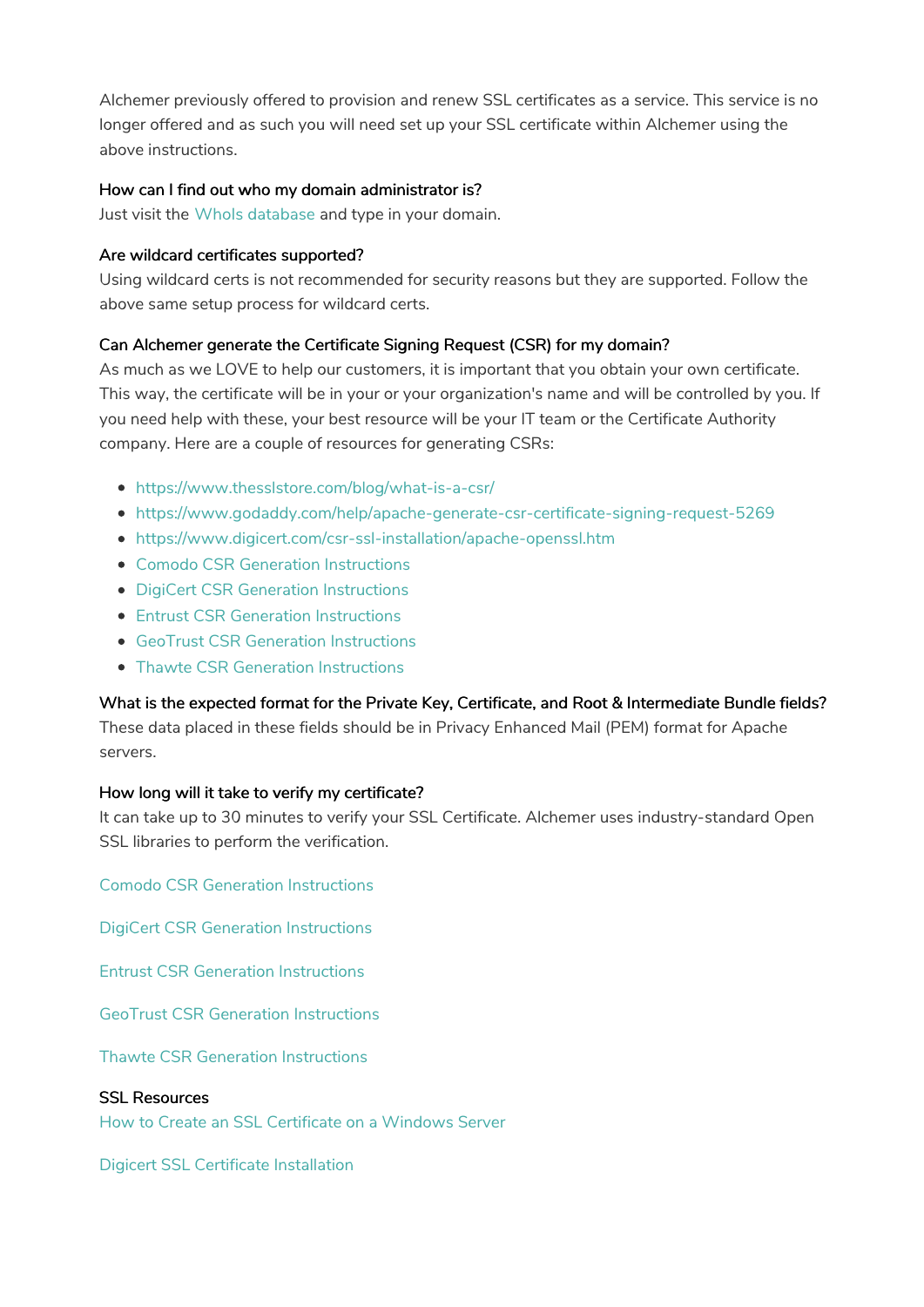Alchemer previously offered to provision and renew SSL certificates as a service. This service is no longer offered and as such you will need set up your SSL certificate within Alchemer using the above instructions.

**How can I find out who my domain administrator is?**

Just visit the WhoIs database and type in your domain.

**Are wildcard certificates supported?**

Using wildcard certs is not recommended for security reasons but they are supported. Follow the above same setup process for wildcard certs.

**Can Alchemer generate the Certificate Signing Request (CSR) for my domain?**

As much as we LOVE to help our customers, it is important that you obtain your own certificate. This way, the certificate will be in your or your organization's name and will be controlled by you. If you need help with these, your best resource will be your IT team or the Certificate Authority company. Here are a couple of resources for generating CSRs:

- https://www.thesslstore.com/blog/what-is-a-csr/
- https://www.godaddy.com/help/apache-generate-csr-certificate-signing-request-5269
- https://www.digicert.com/csr-ssl-installation/apache-openssl.htm
- Comodo CSR Generation Instructions
- DigiCert CSR Generation Instructions
- Entrust CSR Generation Instructions
- GeoTrust CSR Generation Instructions
- Thawte CSR Generation Instructions

**What is the expected format for the Private Key, Certificate, and Root & Intermediate Bundle fields?**

These data placed in these fields should be in Privacy Enhanced Mail (PEM) format for Apache servers.

**How long will it take to verify my certificate?**

It can take up to 30 minutes to verify your SSL Certificate. Alchemer uses industry-standard Open SSL libraries to perform the verification.

Comodo CSR Generation Instructions

DigiCert CSR Generation Instructions

Entrust CSR Generation Instructions

GeoTrust CSR Generation Instructions

Thawte CSR Generation Instructions

**SSL Resources**

How to Create an SSL Certificate on a Windows Server

Digicert SSL Certificate Installation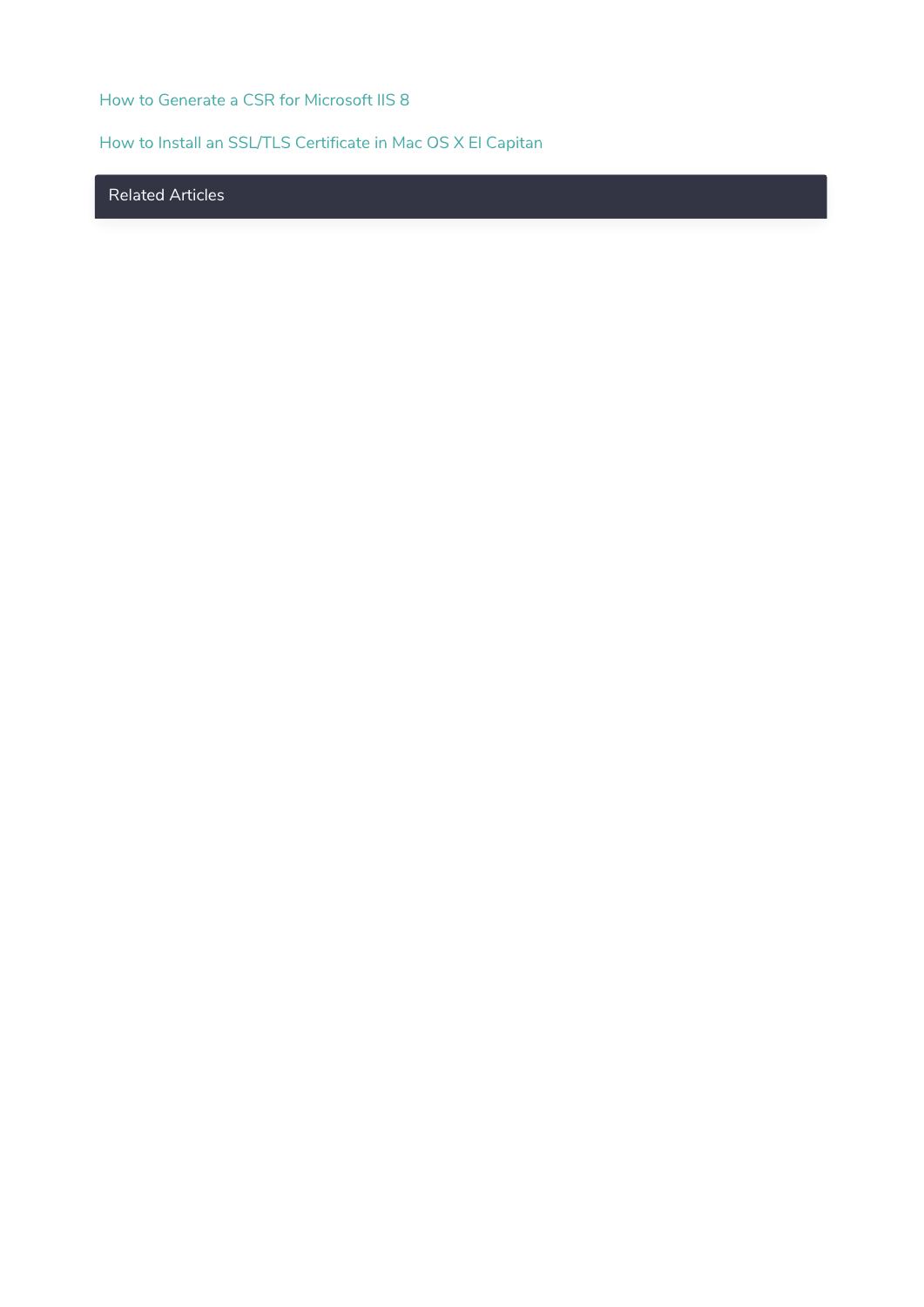How to Generate a CSR for Microsoft IIS 8

How to Install an SSL/TLS Certificate in Mac OS X El Capitan

## Related Articles